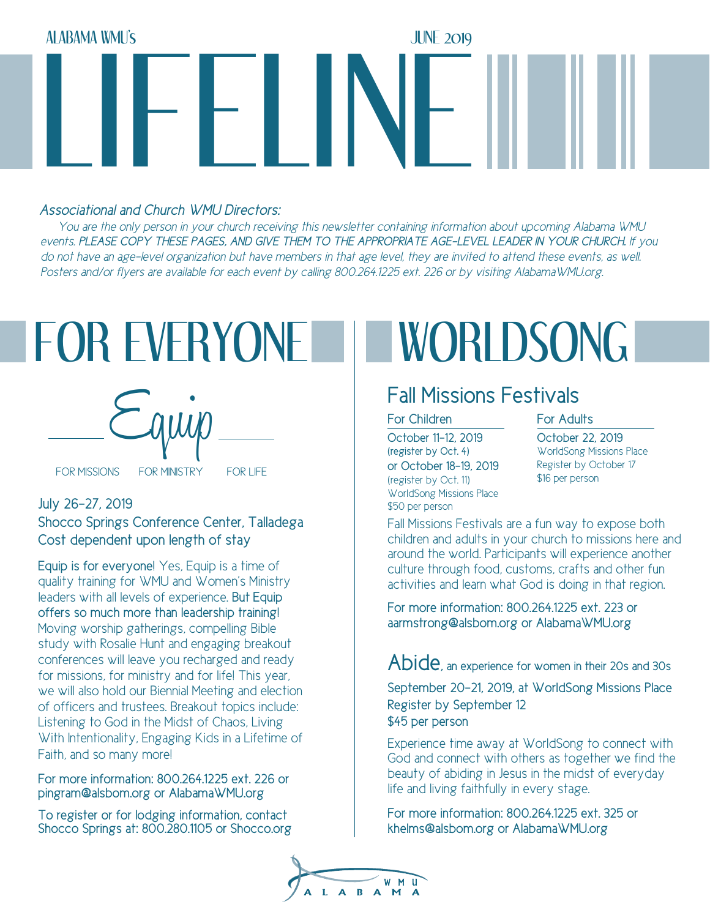ALABAMA WMU's

# LIFELINE

JUNE 2019

*Associational and Church WMU Directors:*

*You are the only person in your church receiving this newsletter containing information about upcoming Alabama WMU events. **PLEASE COPY THESE PAGES, AND GIVE THEM TO THE APPROPRIATE AGE-LEVEL LEADER IN YOUR CHURCH.** If you do not have an age-level organization but have members in that age level, they are invited to attend these events, as well. Posters and/or flyers are available for each event by calling 800.264.1225 ext. 226 or by visiting AlabamaWMU.org.*

## FOR EVERYONE

### Equip

FOR MISSIONS FOR MINISTRY FOR LIFE

July 26–27, 2019
Shocco Springs Conference Center, Talladega
Cost dependent upon length of stay

**Equip is for everyone!** Yes, Equip is a time of quality training for WMU and Women's Ministry leaders with all levels of experience. **But Equip offers so much more than leadership training!** Moving worship gatherings, compelling Bible study with Rosalie Hunt and engaging breakout conferences will leave you recharged and ready for missions, for ministry and for life! This year, we will also hold our Biennial Meeting and election of officers and trustees. Breakout topics include: Listening to God in the Midst of Chaos, Living With Intentionality, Engaging Kids in a Lifetime of Faith, and so many more!

For more information: 800.264.1225 ext. 226 or pingram@alsbom.org or AlabamaWMU.org

To register or for lodging information, contact Shocco Springs at: 800.280.1105 or Shocco.org

## WORLDSONG

### Fall Missions Festivals

**For Children**

October 11–12, 2019
(register by Oct. 4)
or October 18–19, 2019
(register by Oct. 11)
WorldSong Missions Place
$50 per person

**For Adults**

October 22, 2019
WorldSong Missions Place
Register by October 17
$16 per person

Fall Missions Festivals are a fun way to expose both children and adults in your church to missions here and around the world. Participants will experience another culture through food, customs, crafts and other fun activities and learn what God is doing in that region.

For more information: 800.264.1225 ext. 223 or aarmstrong@alsbom.org or AlabamaWMU.org

### Abide, an experience for women in their 20s and 30s

September 20–21, 2019, at WorldSong Missions Place
Register by September 12
$45 per person

Experience time away at WorldSong to connect with God and connect with others as together we find the beauty of abiding in Jesus in the midst of everyday life and living faithfully in every stage.

For more information: 800.264.1225 ext. 325 or khelms@alsbom.org or AlabamaWMU.org

WMU ALABAMA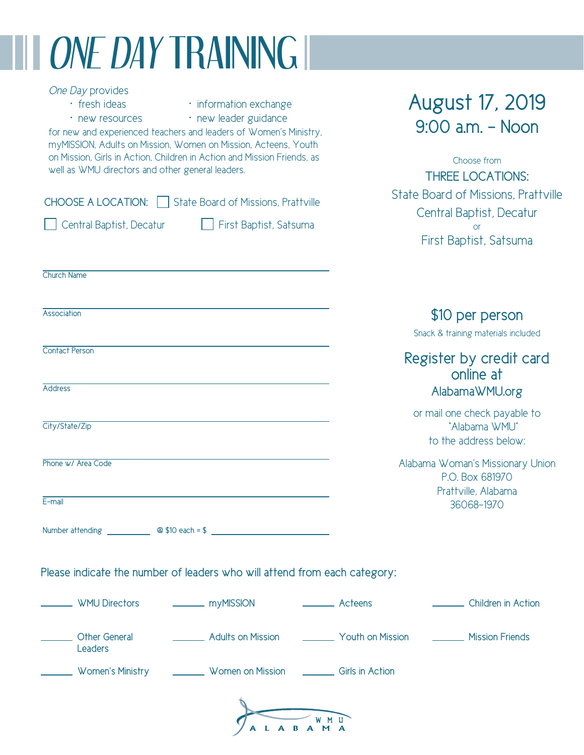# ONE DAY TRAINING

*One Day* provides

- fresh ideas
- new resources
- information exchange
- new leader guidance

for new and experienced teachers and leaders of Women's Ministry, myMISSION, Adults on Mission, Women on Mission, Acteens, Youth on Mission, Girls in Action, Children in Action and Mission Friends, as well as WMU directors and other general leaders.

## August 17, 2019
## 9:00 a.m. – Noon

Choose from

THREE LOCATIONS:

State Board of Missions, Prattville

Central Baptist, Decatur

or

First Baptist, Satsuma

CHOOSE A LOCATION: ☐ State Board of Missions, Prattville ☐ Central Baptist, Decatur ☐ First Baptist, Satsuma

Church Name ______________________________

Association ______________________________

Contact Person ______________________________

Address ______________________________

City/State/Zip ______________________________

Phone w/ Area Code ______________________________

E-mail ______________________________

Number attending ________ @ $10 each = $ ______________

## $10 per person

Snack & training materials included

## Register by credit card online at AlabamaWMU.org

or mail one check payable to "Alabama WMU" to the address below:

Alabama Woman's Missionary Union
P.O. Box 681970
Prattville, Alabama
36068-1970

Please indicate the number of leaders who will attend from each category:

| | | | |
|---|---|---|---|
| ______ WMU Directors | ______ myMISSION | ______ Acteens | ______ Children in Action |
| ______ Other General Leaders | ______ Adults on Mission | ______ Youth on Mission | ______ Mission Friends |
| ______ Women's Ministry | ______ Women on Mission | ______ Girls in Action | |

WMU ALABAMA